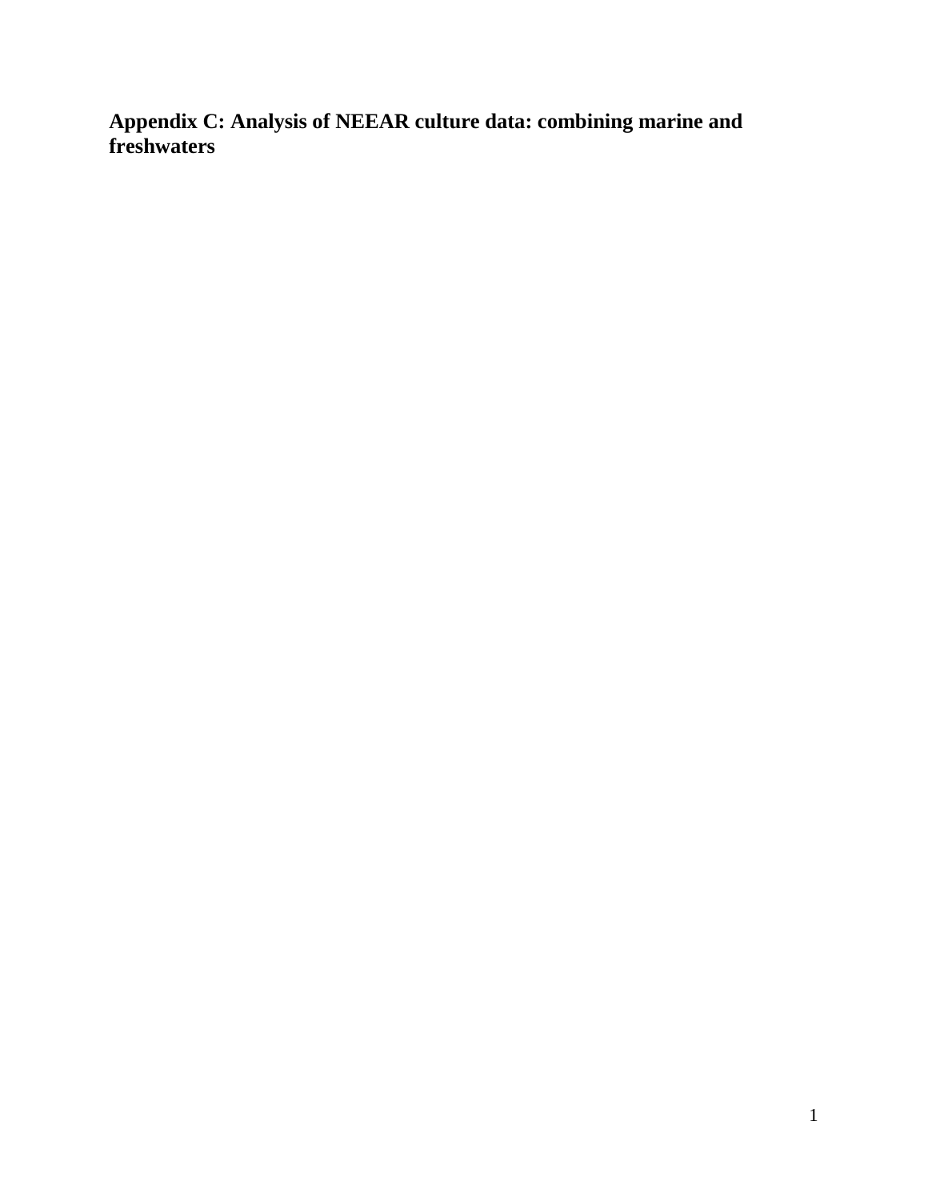# Appendix C: Analysis of NEEAR culture data: combining marine and freshwaters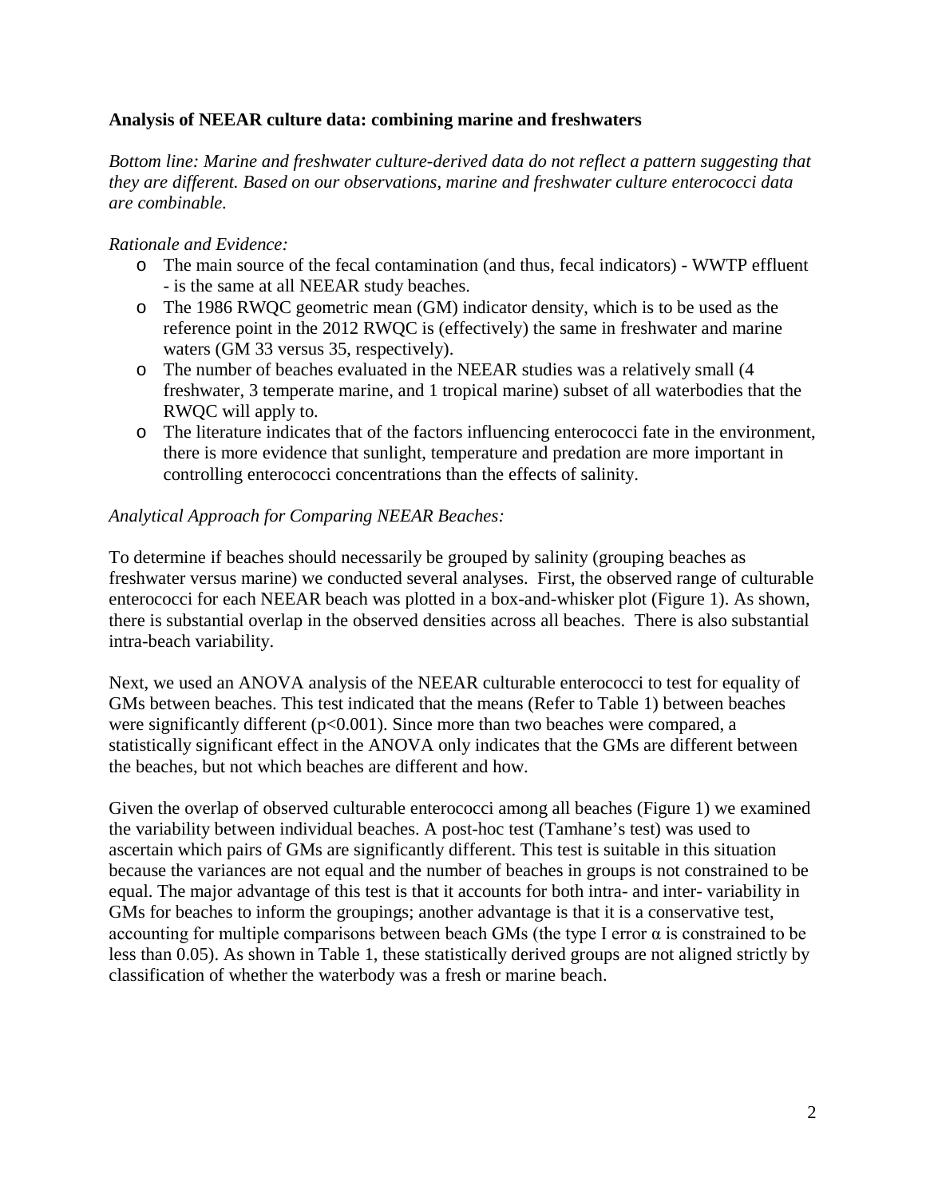**Analysis of NEEAR culture data: combining marine and freshwaters**

*Bottom line: Marine and freshwater culture-derived data do not reflect a pattern suggesting that they are different. Based on our observations, marine and freshwater culture enterococci data are combinable.*

*Rationale and Evidence:*

- The main source of the fecal contamination (and thus, fecal indicators) - WWTP effluent - is the same at all NEEAR study beaches.
- The 1986 RWQC geometric mean (GM) indicator density, which is to be used as the reference point in the 2012 RWQC is (effectively) the same in freshwater and marine waters (GM 33 versus 35, respectively).
- The number of beaches evaluated in the NEEAR studies was a relatively small (4 freshwater, 3 temperate marine, and 1 tropical marine) subset of all waterbodies that the RWQC will apply to.
- The literature indicates that of the factors influencing enterococci fate in the environment, there is more evidence that sunlight, temperature and predation are more important in controlling enterococci concentrations than the effects of salinity.

*Analytical Approach for Comparing NEEAR Beaches:*

To determine if beaches should necessarily be grouped by salinity (grouping beaches as freshwater versus marine) we conducted several analyses. First, the observed range of culturable enterococci for each NEEAR beach was plotted in a box-and-whisker plot (Figure 1). As shown, there is substantial overlap in the observed densities across all beaches. There is also substantial intra-beach variability.

Next, we used an ANOVA analysis of the NEEAR culturable enterococci to test for equality of GMs between beaches. This test indicated that the means (Refer to Table 1) between beaches were significantly different ($p<0.001$). Since more than two beaches were compared, a statistically significant effect in the ANOVA only indicates that the GMs are different between the beaches, but not which beaches are different and how.

Given the overlap of observed culturable enterococci among all beaches (Figure 1) we examined the variability between individual beaches. A post-hoc test (Tamhane's test) was used to ascertain which pairs of GMs are significantly different. This test is suitable in this situation because the variances are not equal and the number of beaches in groups is not constrained to be equal. The major advantage of this test is that it accounts for both intra- and inter- variability in GMs for beaches to inform the groupings; another advantage is that it is a conservative test, accounting for multiple comparisons between beach GMs (the type I error $\alpha$ is constrained to be less than 0.05). As shown in Table 1, these statistically derived groups are not aligned strictly by classification of whether the waterbody was a fresh or marine beach.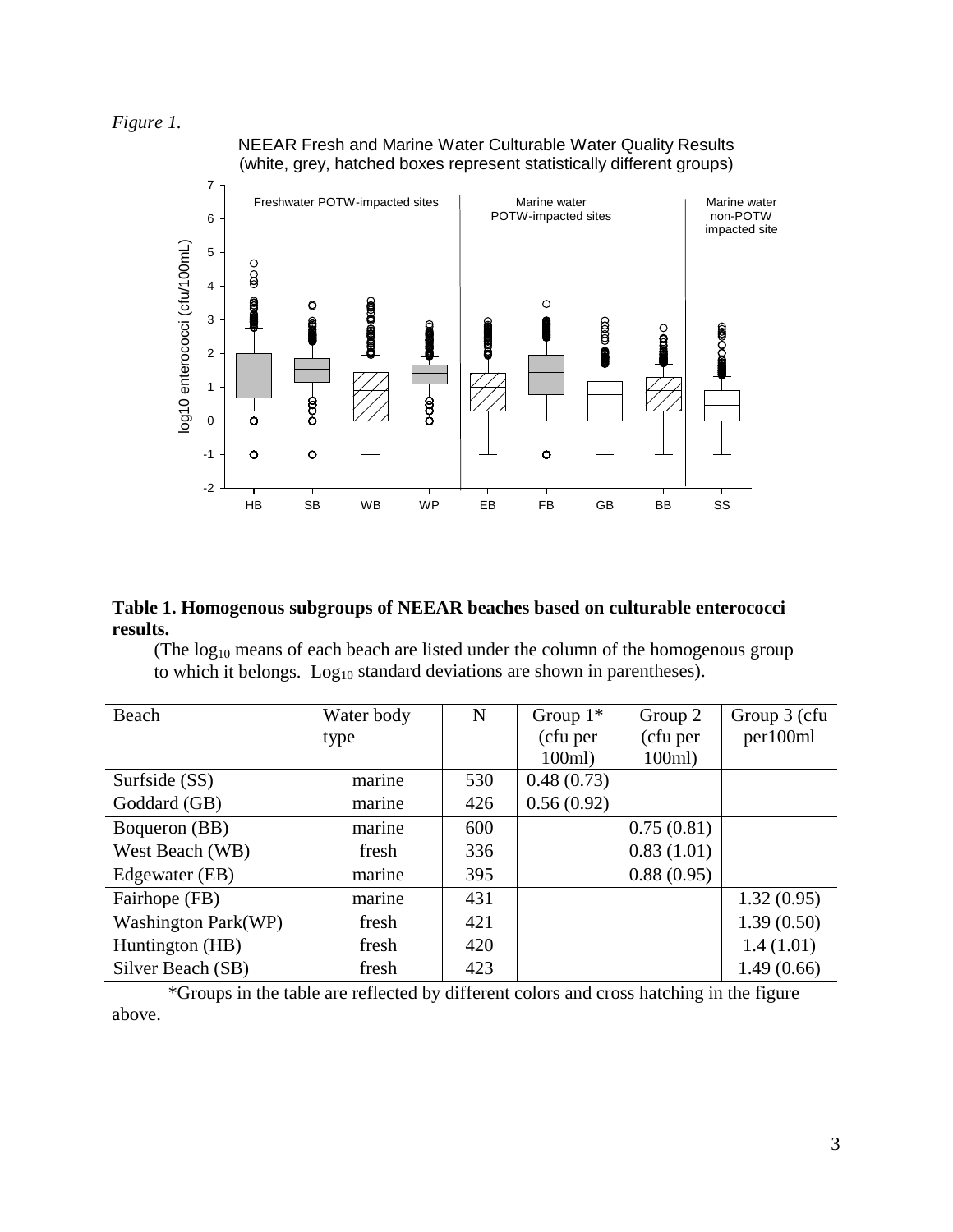*Figure 1.*

NEEAR Fresh and Marine Water Culturable Water Quality Results (white, grey, hatched boxes represent statistically different groups)

**Table 1. Homogenous subgroups of NEEAR beaches based on culturable enterococci results.**

(The $\log_{10}$ means of each beach are listed under the column of the homogenous group to which it belongs. $\text{Log}_{10}$ standard deviations are shown in parentheses).

| Beach | Water body type | N | Group 1* (cfu per 100ml) | Group 2 (cfu per 100ml) | Group 3 (cfu per100ml |
|---|---|---|---|---|---|
| Surfside (SS) | marine | 530 | 0.48 (0.73) | | |
| Goddard (GB) | marine | 426 | 0.56 (0.92) | | |
| Boqueron (BB) | marine | 600 | | 0.75 (0.81) | |
| West Beach (WB) | fresh | 336 | | 0.83 (1.01) | |
| Edgewater (EB) | marine | 395 | | 0.88 (0.95) | |
| Fairhope (FB) | marine | 431 | | | 1.32 (0.95) |
| Washington Park(WP) | fresh | 421 | | | 1.39 (0.50) |
| Huntington (HB) | fresh | 420 | | | 1.4 (1.01) |
| Silver Beach (SB) | fresh | 423 | | | 1.49 (0.66) |

*Groups in the table are reflected by different colors and cross hatching in the figure above.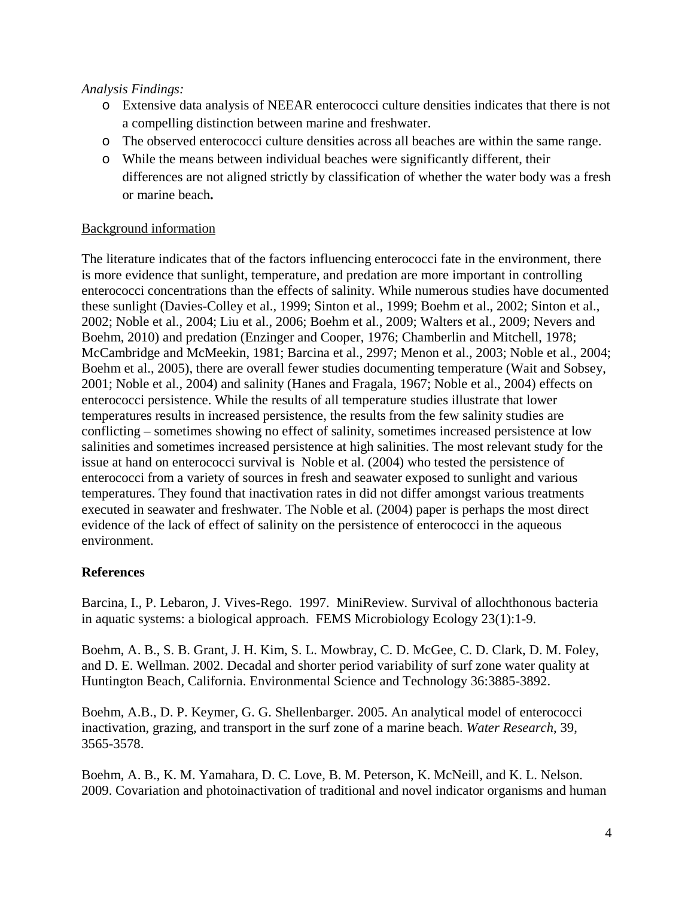*Analysis Findings:*

- Extensive data analysis of NEEAR enterococci culture densities indicates that there is not a compelling distinction between marine and freshwater.
- The observed enterococci culture densities across all beaches are within the same range.
- While the means between individual beaches were significantly different, their differences are not aligned strictly by classification of whether the water body was a fresh or marine beach**.**

<u>Background information</u>

The literature indicates that of the factors influencing enterococci fate in the environment, there is more evidence that sunlight, temperature, and predation are more important in controlling enterococci concentrations than the effects of salinity. While numerous studies have documented these sunlight (Davies-Colley et al., 1999; Sinton et al., 1999; Boehm et al., 2002; Sinton et al., 2002; Noble et al., 2004; Liu et al., 2006; Boehm et al., 2009; Walters et al., 2009; Nevers and Boehm, 2010) and predation (Enzinger and Cooper, 1976; Chamberlin and Mitchell, 1978; McCambridge and McMeekin, 1981; Barcina et al., 2997; Menon et al., 2003; Noble et al., 2004; Boehm et al., 2005), there are overall fewer studies documenting temperature (Wait and Sobsey, 2001; Noble et al., 2004) and salinity (Hanes and Fragala, 1967; Noble et al., 2004) effects on enterococci persistence. While the results of all temperature studies illustrate that lower temperatures results in increased persistence, the results from the few salinity studies are conflicting – sometimes showing no effect of salinity, sometimes increased persistence at low salinities and sometimes increased persistence at high salinities. The most relevant study for the issue at hand on enterococci survival is Noble et al. (2004) who tested the persistence of enterococci from a variety of sources in fresh and seawater exposed to sunlight and various temperatures. They found that inactivation rates in did not differ amongst various treatments executed in seawater and freshwater. The Noble et al. (2004) paper is perhaps the most direct evidence of the lack of effect of salinity on the persistence of enterococci in the aqueous environment.

**References**

Barcina, I., P. Lebaron, J. Vives-Rego. 1997. MiniReview. Survival of allochthonous bacteria in aquatic systems: a biological approach. FEMS Microbiology Ecology 23(1):1-9.

Boehm, A. B., S. B. Grant, J. H. Kim, S. L. Mowbray, C. D. McGee, C. D. Clark, D. M. Foley, and D. E. Wellman. 2002. Decadal and shorter period variability of surf zone water quality at Huntington Beach, California. Environmental Science and Technology 36:3885-3892.

Boehm, A.B., D. P. Keymer, G. G. Shellenbarger. 2005. An analytical model of enterococci inactivation, grazing, and transport in the surf zone of a marine beach. *Water Research*, 39, 3565-3578.

Boehm, A. B., K. M. Yamahara, D. C. Love, B. M. Peterson, K. McNeill, and K. L. Nelson. 2009. Covariation and photoinactivation of traditional and novel indicator organisms and human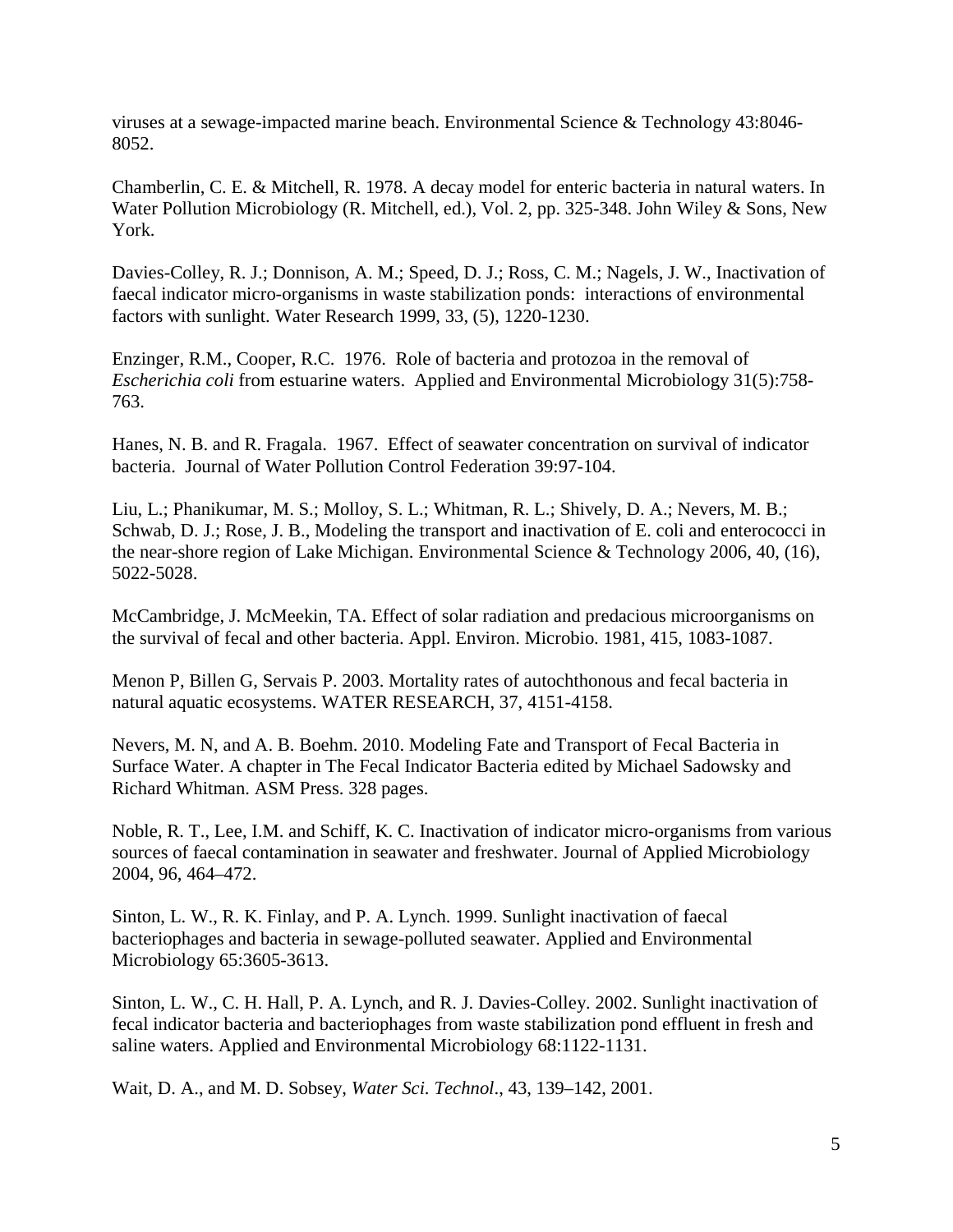viruses at a sewage-impacted marine beach. Environmental Science & Technology 43:8046-8052.

Chamberlin, C. E. & Mitchell, R. 1978. A decay model for enteric bacteria in natural waters. In Water Pollution Microbiology (R. Mitchell, ed.), Vol. 2, pp. 325-348. John Wiley & Sons, New York.

Davies-Colley, R. J.; Donnison, A. M.; Speed, D. J.; Ross, C. M.; Nagels, J. W., Inactivation of faecal indicator micro-organisms in waste stabilization ponds: interactions of environmental factors with sunlight. Water Research 1999, 33, (5), 1220-1230.

Enzinger, R.M., Cooper, R.C. 1976. Role of bacteria and protozoa in the removal of *Escherichia coli* from estuarine waters. Applied and Environmental Microbiology 31(5):758-763.

Hanes, N. B. and R. Fragala. 1967. Effect of seawater concentration on survival of indicator bacteria. Journal of Water Pollution Control Federation 39:97-104.

Liu, L.; Phanikumar, M. S.; Molloy, S. L.; Whitman, R. L.; Shively, D. A.; Nevers, M. B.; Schwab, D. J.; Rose, J. B., Modeling the transport and inactivation of E. coli and enterococci in the near-shore region of Lake Michigan. Environmental Science & Technology 2006, 40, (16), 5022-5028.

McCambridge, J. McMeekin, TA. Effect of solar radiation and predacious microorganisms on the survival of fecal and other bacteria. Appl. Environ. Microbio. 1981, 415, 1083-1087.

Menon P, Billen G, Servais P. 2003. Mortality rates of autochthonous and fecal bacteria in natural aquatic ecosystems. WATER RESEARCH, 37, 4151-4158.

Nevers, M. N, and A. B. Boehm. 2010. Modeling Fate and Transport of Fecal Bacteria in Surface Water. A chapter in The Fecal Indicator Bacteria edited by Michael Sadowsky and Richard Whitman. ASM Press. 328 pages.

Noble, R. T., Lee, I.M. and Schiff, K. C. Inactivation of indicator micro-organisms from various sources of faecal contamination in seawater and freshwater. Journal of Applied Microbiology 2004, 96, 464–472.

Sinton, L. W., R. K. Finlay, and P. A. Lynch. 1999. Sunlight inactivation of faecal bacteriophages and bacteria in sewage-polluted seawater. Applied and Environmental Microbiology 65:3605-3613.

Sinton, L. W., C. H. Hall, P. A. Lynch, and R. J. Davies-Colley. 2002. Sunlight inactivation of fecal indicator bacteria and bacteriophages from waste stabilization pond effluent in fresh and saline waters. Applied and Environmental Microbiology 68:1122-1131.

Wait, D. A., and M. D. Sobsey, *Water Sci. Technol*., 43, 139–142, 2001.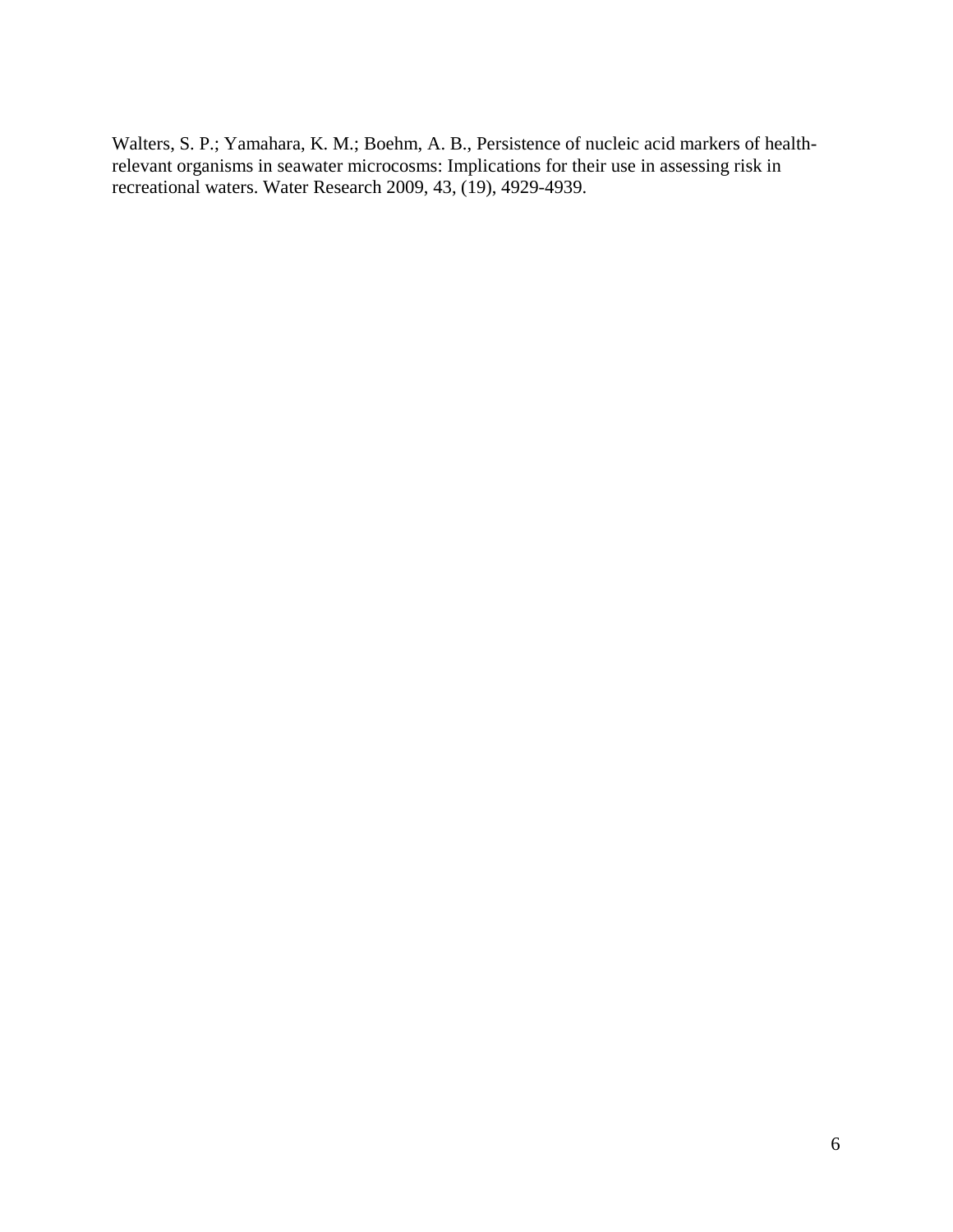Walters, S. P.; Yamahara, K. M.; Boehm, A. B., Persistence of nucleic acid markers of health-relevant organisms in seawater microcosms: Implications for their use in assessing risk in recreational waters. Water Research 2009, 43, (19), 4929-4939.